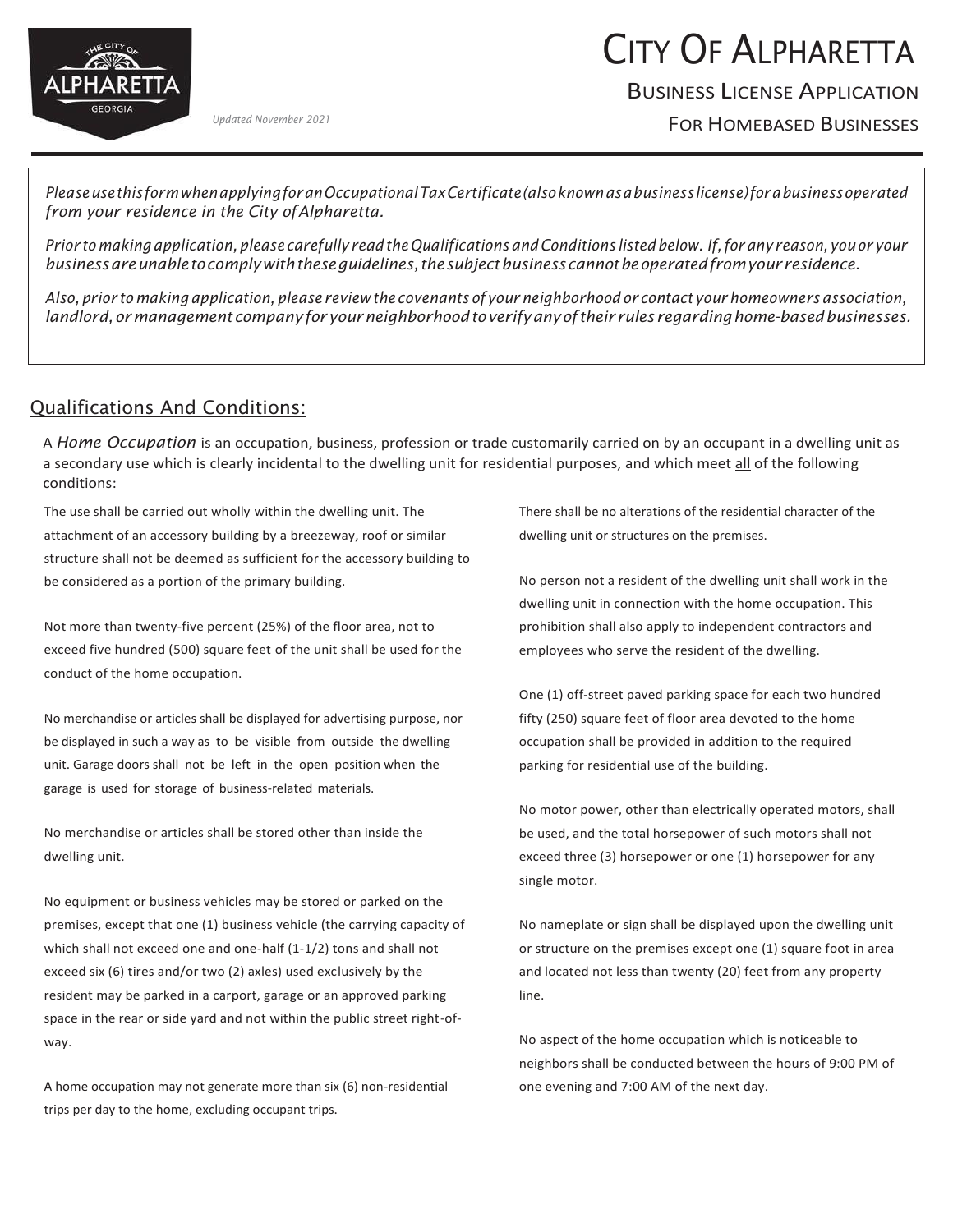# City Of Alpharetta

## Business License Application

## For Homebased Businesses

*Updated November 2021*

*Please use this form when applying for an Occupational Tax Certificate (also known as a business license) for a business operated from your residence in the City of Alpharetta.*

*Prior to making application, please carefully read the Qualifications and Conditions listed below. If, for any reason, you or your business are unable to comply with these guidelines, the subject business cannot be operated from your residence.*

*Also, prior to making application, please review the covenants of your neighborhood or contact your homeowners association, landlord, or management company for your neighborhood to verify any of their rules regarding home-based businesses.*

## Qualifications And Conditions:

A *Home Occupation* is an occupation, business, profession or trade customarily carried on by an occupant in a dwelling unit as a secondary use which is clearly incidental to the dwelling unit for residential purposes, and which meet <u>all</u> of the following conditions:

The use shall be carried out wholly within the dwelling unit. The attachment of an accessory building by a breezeway, roof or similar structure shall not be deemed as sufficient for the accessory building to be considered as a portion of the primary building.

Not more than twenty-five percent (25%) of the floor area, not to exceed five hundred (500) square feet of the unit shall be used for the conduct of the home occupation.

No merchandise or articles shall be displayed for advertising purpose, nor be displayed in such a way as to be visible from outside the dwelling unit. Garage doors shall not be left in the open position when the garage is used for storage of business-related materials.

No merchandise or articles shall be stored other than inside the dwelling unit.

No equipment or business vehicles may be stored or parked on the premises, except that one (1) business vehicle (the carrying capacity of which shall not exceed one and one-half (1-1/2) tons and shall not exceed six (6) tires and/or two (2) axles) used exclusively by the resident may be parked in a carport, garage or an approved parking space in the rear or side yard and not within the public street right-of-way.

A home occupation may not generate more than six (6) non-residential trips per day to the home, excluding occupant trips.

There shall be no alterations of the residential character of the dwelling unit or structures on the premises.

No person not a resident of the dwelling unit shall work in the dwelling unit in connection with the home occupation. This prohibition shall also apply to independent contractors and employees who serve the resident of the dwelling.

One (1) off-street paved parking space for each two hundred fifty (250) square feet of floor area devoted to the home occupation shall be provided in addition to the required parking for residential use of the building.

No motor power, other than electrically operated motors, shall be used, and the total horsepower of such motors shall not exceed three (3) horsepower or one (1) horsepower for any single motor.

No nameplate or sign shall be displayed upon the dwelling unit or structure on the premises except one (1) square foot in area and located not less than twenty (20) feet from any property line.

No aspect of the home occupation which is noticeable to neighbors shall be conducted between the hours of 9:00 PM of one evening and 7:00 AM of the next day.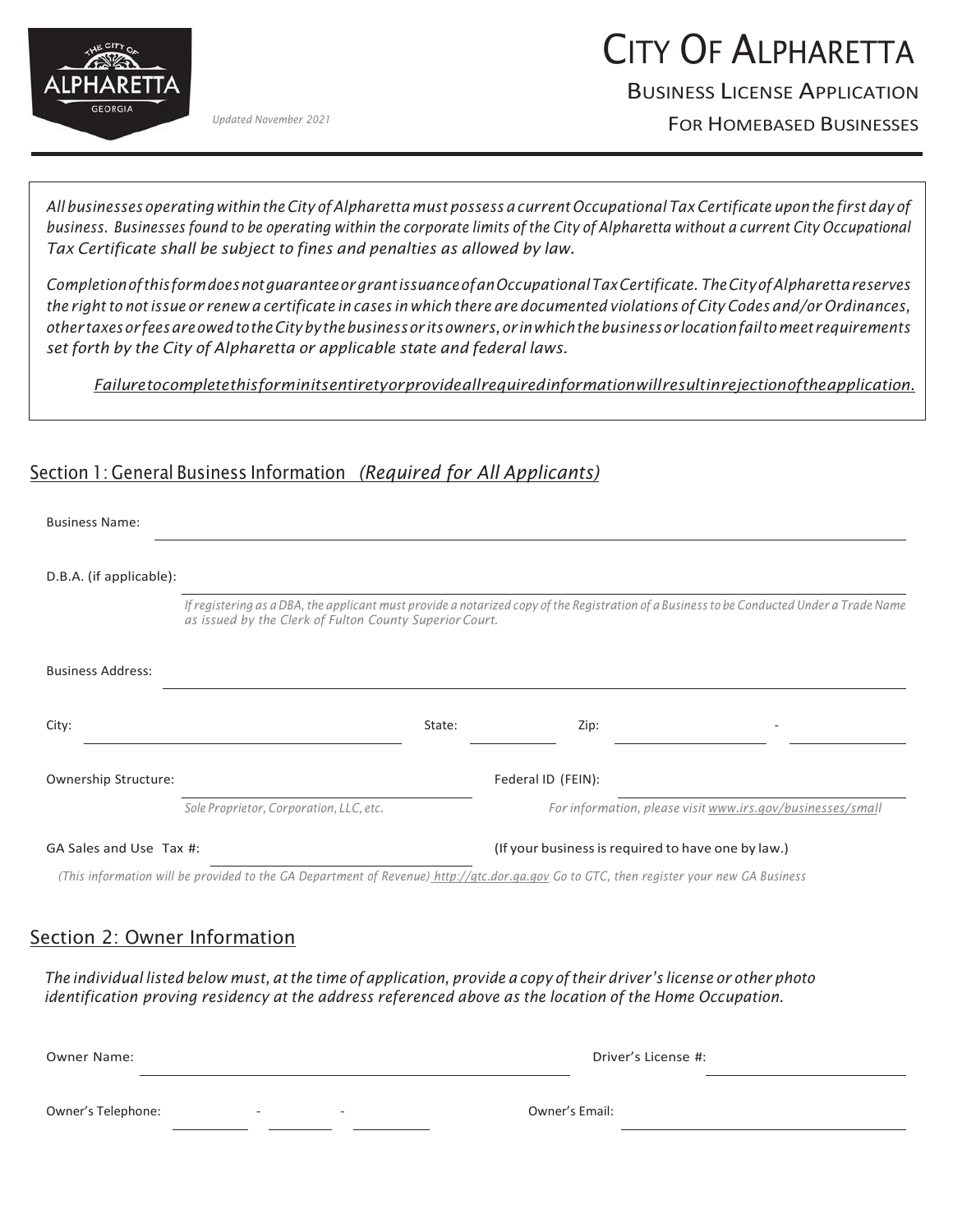# CITY OF ALPHARETTA

## BUSINESS LICENSE APPLICATION

## FOR HOMEBASED BUSINESSES

*Updated November 2021*

*All businesses operating within the City of Alpharetta must possess a current Occupational Tax Certificate upon the first day of business. Businesses found to be operating within the corporate limits of the City of Alpharetta without a current City Occupational Tax Certificate shall be subject to fines and penalties as allowed by law.*

*Completion of this form does not guarantee or grant issuance of an Occupational Tax Certificate. The City of Alpharetta reserves the right to not issue or renew a certificate in cases in which there are documented violations of City Codes and/or Ordinances, other taxes or fees are owed to the City by the business or its owners, or in which the business or location fail to meet requirements set forth by the City of Alpharetta or applicable state and federal laws.*

*Failure to complete this form in its entirety or provide all required information will result in rejection of the application.*

## Section 1: General Business Information *(Required for All Applicants)*

Business Name: ______________________________

D.B.A. (if applicable): ______________________________

*If registering as a DBA, the applicant must provide a notarized copy of the Registration of a Business to be Conducted Under a Trade Name as issued by the Clerk of Fulton County Superior Court.*

Business Address: ______________________________

City: ______________ State: ______ Zip: __________ - ______

Ownership Structure: ______________________________ Federal ID (FEIN): ______________________________

*Sole Proprietor, Corporation, LLC, etc.* *For information, please visit www.irs.gov/businesses/small*

GA Sales and Use Tax #: ______________________________ (If your business is required to have one by law.)

*(This information will be provided to the GA Department of Revenue) http://gtc.dor.ga.gov Go to GTC, then register your new GA Business*

## Section 2: Owner Information

*The individual listed below must, at the time of application, provide a copy of their driver's license or other photo identification proving residency at the address referenced above as the location of the Home Occupation.*

Owner Name: ______________________________ Driver's License #: ______________________________

Owner's Telephone: ______ - ______ - ______ Owner's Email: ______________________________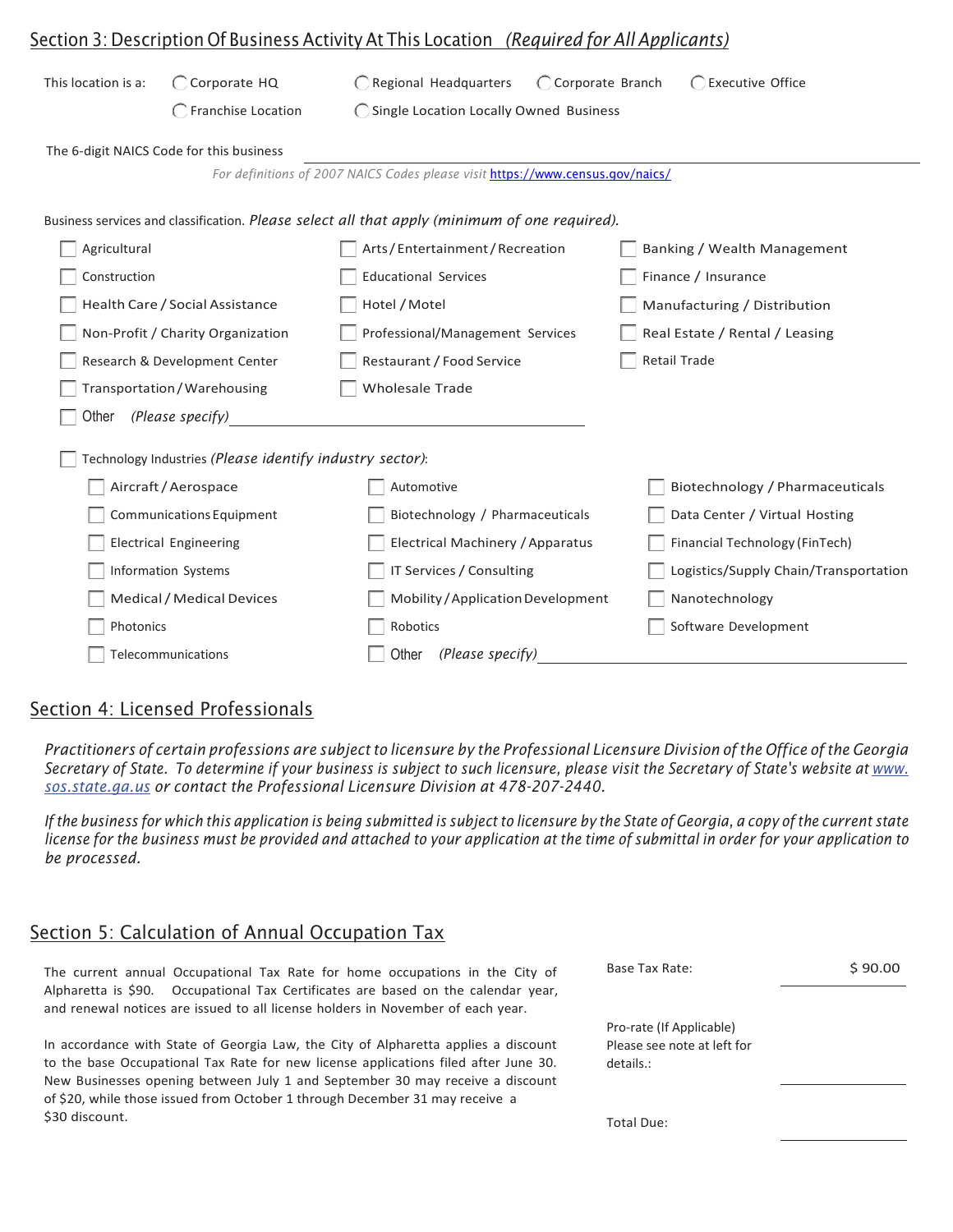## Section 3: Description Of Business Activity At This Location *(Required for All Applicants)*

This location is a: ◯ Corporate HQ ◯ Regional Headquarters ◯ Corporate Branch ◯ Executive Office ◯ Franchise Location ◯ Single Location Locally Owned Business

The 6-digit NAICS Code for this business ______________________________

*For definitions of 2007 NAICS Codes please visit* [https://www.census.gov/naics/](https://www.census.gov/naics/)

Business services and classification. *Please select all that apply (minimum of one required).*

- ☐ Agricultural
- ☐ Arts / Entertainment / Recreation
- ☐ Banking / Wealth Management
- ☐ Construction
- ☐ Educational Services
- ☐ Finance / Insurance
- ☐ Health Care / Social Assistance
- ☐ Hotel / Motel
- ☐ Manufacturing / Distribution
- ☐ Non-Profit / Charity Organization
- ☐ Professional/Management Services
- ☐ Real Estate / Rental / Leasing
- ☐ Research & Development Center
- ☐ Restaurant / Food Service
- ☐ Retail Trade
- ☐ Transportation / Warehousing
- ☐ Wholesale Trade
- ☐ Other *(Please specify)* ______________________________

☐ Technology Industries *(Please identify industry sector)*:

- ☐ Aircraft / Aerospace
- ☐ Automotive
- ☐ Biotechnology / Pharmaceuticals
- ☐ Communications Equipment
- ☐ Biotechnology / Pharmaceuticals
- ☐ Data Center / Virtual Hosting
- ☐ Electrical Engineering
- ☐ Electrical Machinery / Apparatus
- ☐ Financial Technology (FinTech)
- ☐ Information Systems
- ☐ IT Services / Consulting
- ☐ Logistics/Supply Chain/Transportation
- ☐ Medical / Medical Devices
- ☐ Mobility / Application Development
- ☐ Nanotechnology
- ☐ Photonics
- ☐ Robotics
- ☐ Software Development
- ☐ Telecommunications
- ☐ Other *(Please specify)* ______________________________

## Section 4: Licensed Professionals

*Practitioners of certain professions are subject to licensure by the Professional Licensure Division of the Office of the Georgia Secretary of State. To determine if your business is subject to such licensure, please visit the Secretary of State's website at* [www.sos.state.ga.us](www.sos.state.ga.us) *or contact the Professional Licensure Division at 478-207-2440.*

*If the business for which this application is being submitted is subject to licensure by the State of Georgia, a copy of the current state license for the business must be provided and attached to your application at the time of submittal in order for your application to be processed.*

## Section 5: Calculation of Annual Occupation Tax

The current annual Occupational Tax Rate for home occupations in the City of Alpharetta is $90. Occupational Tax Certificates are based on the calendar year, and renewal notices are issued to all license holders in November of each year.

In accordance with State of Georgia Law, the City of Alpharetta applies a discount to the base Occupational Tax Rate for new license applications filed after June 30. New Businesses opening between July 1 and September 30 may receive a discount of $20, while those issued from October 1 through December 31 may receive a $30 discount.

| | |
|---|---|
| Base Tax Rate: | $ 90.00 |
| Pro-rate (If Applicable) Please see note at left for details.: | |
| Total Due: | |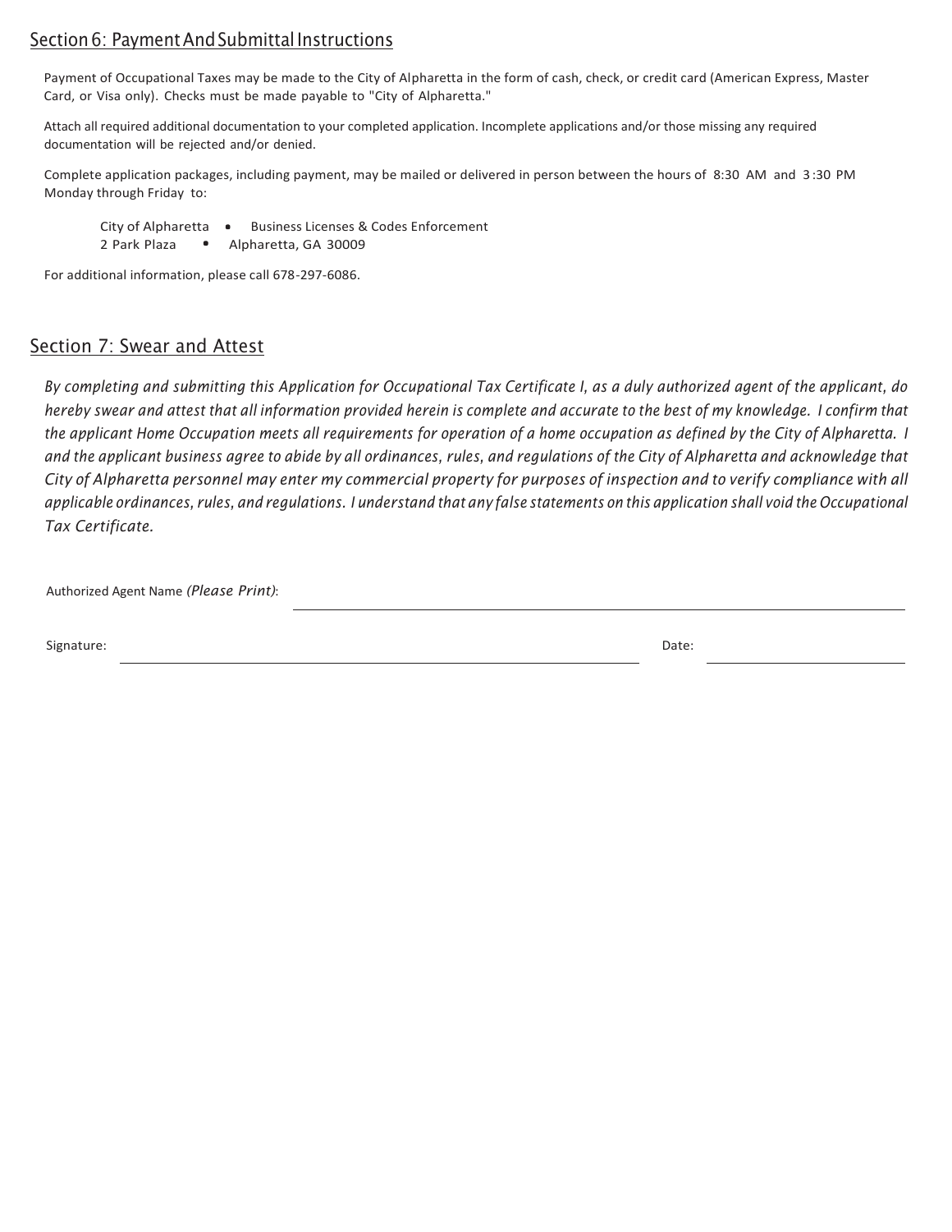## Section 6: Payment And Submittal Instructions

Payment of Occupational Taxes may be made to the City of Alpharetta in the form of cash, check, or credit card (American Express, Master Card, or Visa only). Checks must be made payable to "City of Alpharetta."

Attach all required additional documentation to your completed application. Incomplete applications and/or those missing any required documentation will be rejected and/or denied.

Complete application packages, including payment, may be mailed or delivered in person between the hours of 8:30 AM and 3:30 PM Monday through Friday to:

City of Alpharetta • Business Licenses & Codes Enforcement
2 Park Plaza • Alpharetta, GA 30009

For additional information, please call 678-297-6086.

## Section 7: Swear and Attest

*By completing and submitting this Application for Occupational Tax Certificate I, as a duly authorized agent of the applicant, do hereby swear and attest that all information provided herein is complete and accurate to the best of my knowledge. I confirm that the applicant Home Occupation meets all requirements for operation of a home occupation as defined by the City of Alpharetta. I and the applicant business agree to abide by all ordinances, rules, and regulations of the City of Alpharetta and acknowledge that City of Alpharetta personnel may enter my commercial property for purposes of inspection and to verify compliance with all applicable ordinances, rules, and regulations. I understand that any false statements on this application shall void the Occupational Tax Certificate.*

Authorized Agent Name *(Please Print)*: ______________________________

Signature: ______________________________ Date: ______________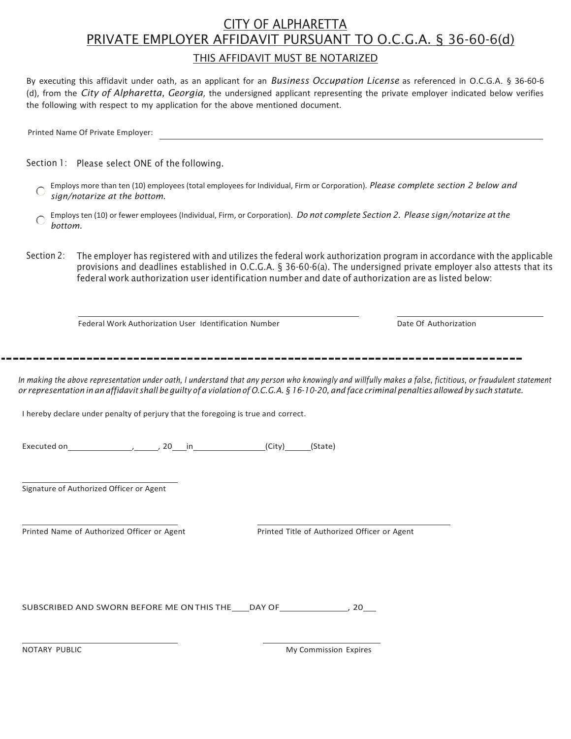# CITY OF ALPHARETTA
# PRIVATE EMPLOYER AFFIDAVIT PURSUANT TO O.C.G.A. § 36-60-6(d)

## THIS AFFIDAVIT MUST BE NOTARIZED

By executing this affidavit under oath, as an applicant for an *Business Occupation License* as referenced in O.C.G.A. § 36-60-6 (d), from the *City of Alpharetta, Georgia*, the undersigned applicant representing the private employer indicated below verifies the following with respect to my application for the above mentioned document.

Printed Name Of Private Employer: ____________________________________________

Section 1: Please select ONE of the following.

- ○ Employs more than ten (10) employees (total employees for Individual, Firm or Corporation). *Please complete section 2 below and sign/notarize at the bottom.*
- ○ Employs ten (10) or fewer employees (Individual, Firm, or Corporation). *Do not complete Section 2. Please sign/notarize at the bottom.*

Section 2: The employer has registered with and utilizes the federal work authorization program in accordance with the applicable provisions and deadlines established in O.C.G.A. § 36-60-6(a). The undersigned private employer also attests that its federal work authorization user identification number and date of authorization are as listed below:

______________________________ ______________________

Federal Work Authorization User Identification Number Date Of Authorization

---

*In making the above representation under oath, I understand that any person who knowingly and willfully makes a false, fictitious, or fraudulent statement or representation in an affidavit shall be guilty of a violation of O.C.G.A. § 16-10-20, and face criminal penalties allowed by such statute.*

I hereby declare under penalty of perjury that the foregoing is true and correct.

Executed on____________, _____, 20___ in______________(City)_____(State)

______________________________

Signature of Authorized Officer or Agent

______________________________ ______________________________

Printed Name of Authorized Officer or Agent Printed Title of Authorized Officer or Agent

SUBSCRIBED AND SWORN BEFORE ME ON THIS THE____DAY OF____________, 20___

______________________________ ______________________________

NOTARY PUBLIC My Commission Expires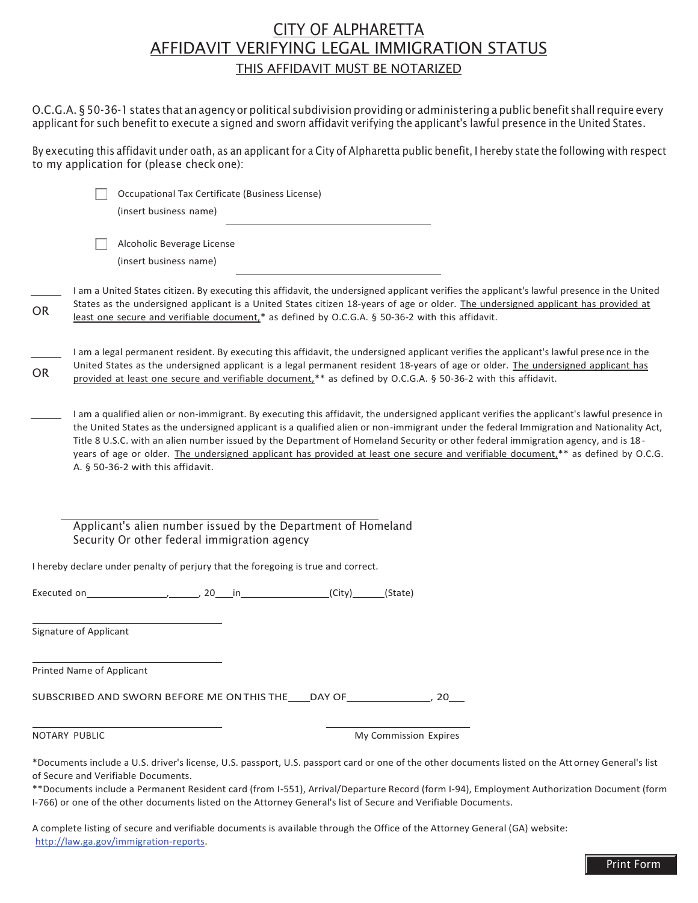# CITY OF ALPHARETTA
# AFFIDAVIT VERIFYING LEGAL IMMIGRATION STATUS

## THIS AFFIDAVIT MUST BE NOTARIZED

O.C.G.A. § 50-36-1 states that an agency or political subdivision providing or administering a public benefit shall require every applicant for such benefit to execute a signed and sworn affidavit verifying the applicant's lawful presence in the United States.

By executing this affidavit under oath, as an applicant for a City of Alpharetta public benefit, I hereby state the following with respect to my application for (please check one):

☐ Occupational Tax Certificate (Business License)
(insert business name) ______________________________

☐ Alcoholic Beverage License
(insert business name) ______________________________

_____ I am a United States citizen. By executing this affidavit, the undersigned applicant verifies the applicant's lawful presence in the United States as the undersigned applicant is a United States citizen 18-years of age or older. The undersigned applicant has provided at least one secure and verifiable document,* as defined by O.C.G.A. § 50-36-2 with this affidavit.

OR

_____ I am a legal permanent resident. By executing this affidavit, the undersigned applicant verifies the applicant's lawful presence in the United States as the undersigned applicant is a legal permanent resident 18-years of age or older. The undersigned applicant has provided at least one secure and verifiable document,** as defined by O.C.G.A. § 50-36-2 with this affidavit.

OR

_____ I am a qualified alien or non-immigrant. By executing this affidavit, the undersigned applicant verifies the applicant's lawful presence in the United States as the undersigned applicant is a qualified alien or non-immigrant under the federal Immigration and Nationality Act, Title 8 U.S.C. with an alien number issued by the Department of Homeland Security or other federal immigration agency, and is 18-years of age or older. The undersigned applicant has provided at least one secure and verifiable document,** as defined by O.C.G. A. § 50-36-2 with this affidavit.

______________________________
Applicant's alien number issued by the Department of Homeland Security Or other federal immigration agency

I hereby declare under penalty of perjury that the foregoing is true and correct.

Executed on ______________, _____, 20___ in ______________ (City) _____ (State)

______________________________
Signature of Applicant

______________________________
Printed Name of Applicant

SUBSCRIBED AND SWORN BEFORE ME ON THIS THE ____ DAY OF ______________, 20___

______________________________ ______________________________
NOTARY PUBLIC My Commission Expires

*Documents include a U.S. driver's license, U.S. passport, U.S. passport card or one of the other documents listed on the Attorney General's list of Secure and Verifiable Documents.

**Documents include a Permanent Resident card (from I-551), Arrival/Departure Record (form I-94), Employment Authorization Document (form I-766) or one of the other documents listed on the Attorney General's list of Secure and Verifiable Documents.

A complete listing of secure and verifiable documents is available through the Office of the Attorney General (GA) website: http://law.ga.gov/immigration-reports.

Print Form